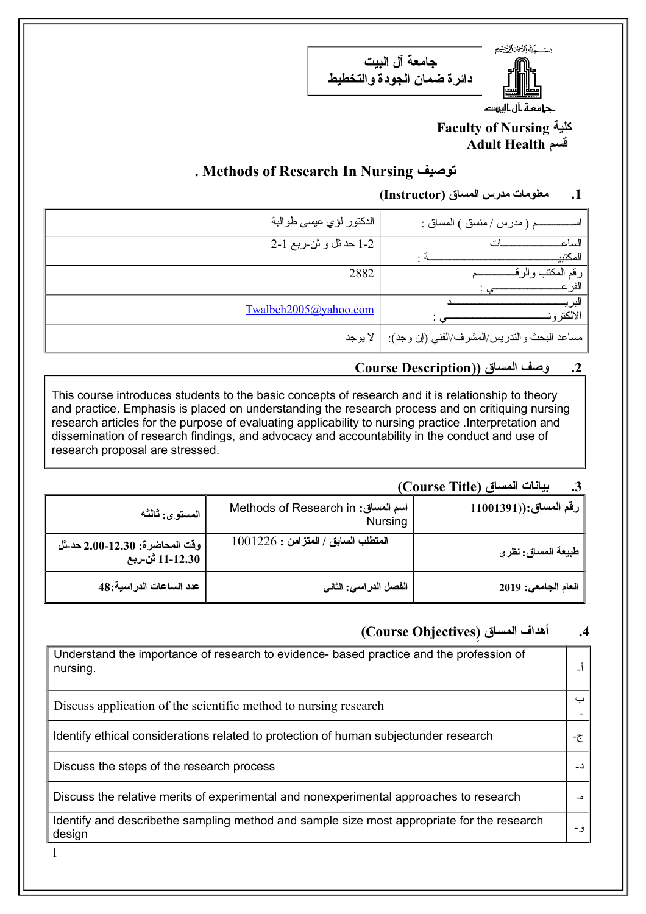بسم الله الرحمن الرحيم

**جامعة آل البيت**
**دائرة ضمان الجودة والتخطيط**

جامعة آل البيت

**كلية Faculty of Nursing**
**قسم Adult Health**

## توصيف Methods of Research In Nursing .

### 1. معلومات مدرس المساق (Instructor)

| اســــــــــم ( مدرس / منسق ) المساق : | الدكتور لؤي عيسى طوالبة |
|---|---|
| الساعـــــــــــــــــات المكتبيـــــــــــــــــــــــــــــــــــــة : | 1-2 حد ثل و ثن-ربع 1-2 |
| رقم المكتب والرقـــــــــــم الفرعـــــــــــــــي : | 2882 |
| البريـــــــــــــــــــــــــــــــــد الالكترونـــــــــــــــــــــــي : | Twalbeh2005@yahoo.com |
| مساعد البحث والتدريس/المشرف/الفني (إن وجد): | لا يوجد |

### 2. وصف المساق (Course Description)

This course introduces students to the basic concepts of research and it is relationship to theory and practice. Emphasis is placed on understanding the research process and on critiquing nursing research articles for the purpose of evaluating applicability to nursing practice .Interpretation and dissemination of research findings, and advocacy and accountability in the conduct and use of research proposal are stressed.

### 3. بيانات المساق (Course Title)

| رقم المساق:(1001391) | اسم المساق: Methods of Research in Nursing | المستوى: ثالثه |
|---|---|---|
| طبيعة المساق: نظري | المتطلب السابق / المتزامن : 1001226 | وقت المحاضرة: 2.00-12.30 حد-ثل 11-12.30 ثن-ربع |
| العام الجامعي: 2019 | الفصل الدراسي: الثاني | عدد الساعات الدراسية:48 |

### 4. أهداف المساق (Course Objectives)

| | |
|---|---|
| أ- | Understand the importance of research to evidence- based practice and the profession of nursing. |
| ب- | Discuss application of the scientific method to nursing research |
| ج- | Identify ethical considerations related to protection of human subjectunder research |
| د- | Discuss the steps of the research process |
| ه- | Discuss the relative merits of experimental and nonexperimental approaches to research |
| و- | Identify and describethe sampling method and sample size most appropriate for the research design |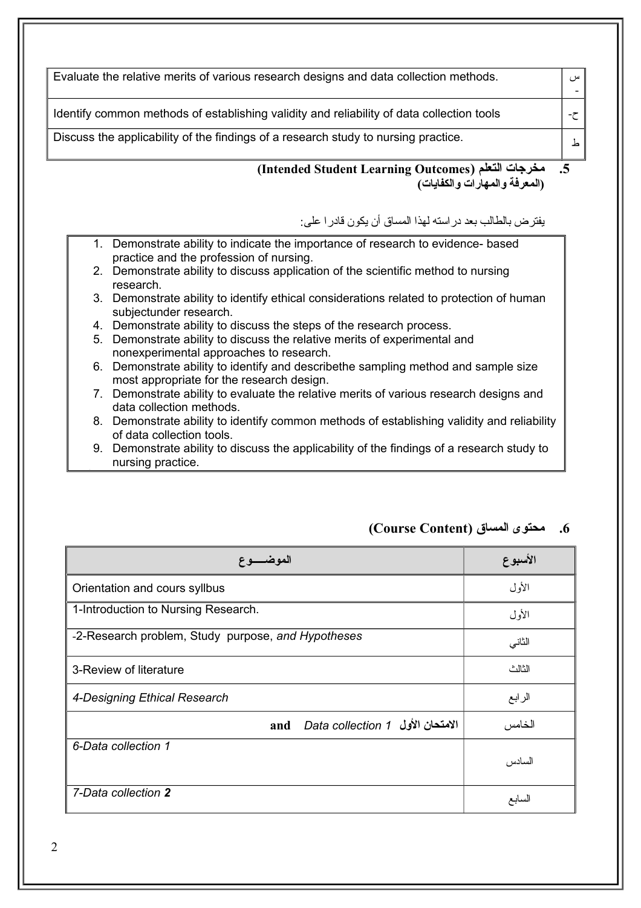| | |
|---|---|
| Evaluate the relative merits of various research designs and data collection methods. | س - |
| Identify common methods of establishing validity and reliability of data collection tools | ح- |
| Discuss the applicability of the findings of a research study to nursing practice. | ط |

## 5. مخرجات التعلم (Intended Student Learning Outcomes) (المعرفة والمهارات والكفايات)

يفترض بالطالب بعد دراسته لهذا المساق أن يكون قادرا على:

1. Demonstrate ability to indicate the importance of research to evidence- based practice and the profession of nursing.
2. Demonstrate ability to discuss application of the scientific method to nursing research.
3. Demonstrate ability to identify ethical considerations related to protection of human subjectunder research.
4. Demonstrate ability to discuss the steps of the research process.
5. Demonstrate ability to discuss the relative merits of experimental and nonexperimental approaches to research.
6. Demonstrate ability to identify and describethe sampling method and sample size most appropriate for the research design.
7. Demonstrate ability to evaluate the relative merits of various research designs and data collection methods.
8. Demonstrate ability to identify common methods of establishing validity and reliability of data collection tools.
9. Demonstrate ability to discuss the applicability of the findings of a research study to nursing practice.

## 6. محتوى المساق (Course Content)

| الموضـــوع | الأسبوع |
|---|---|
| Orientation and cours syllbus | الأول |
| 1-Introduction to Nursing Research. | الأول |
| -2-Research problem, Study purpose, *and Hypotheses* | الثاني |
| 3-Review of literature | الثالث |
| *4-Designing Ethical Research* | الرابع |
| **الامتحان الأول** *Data collection 1* **and** | الخامس |
| *6-Data collection 1* | السادس |
| *7-Data collection* ***2*** | السابع |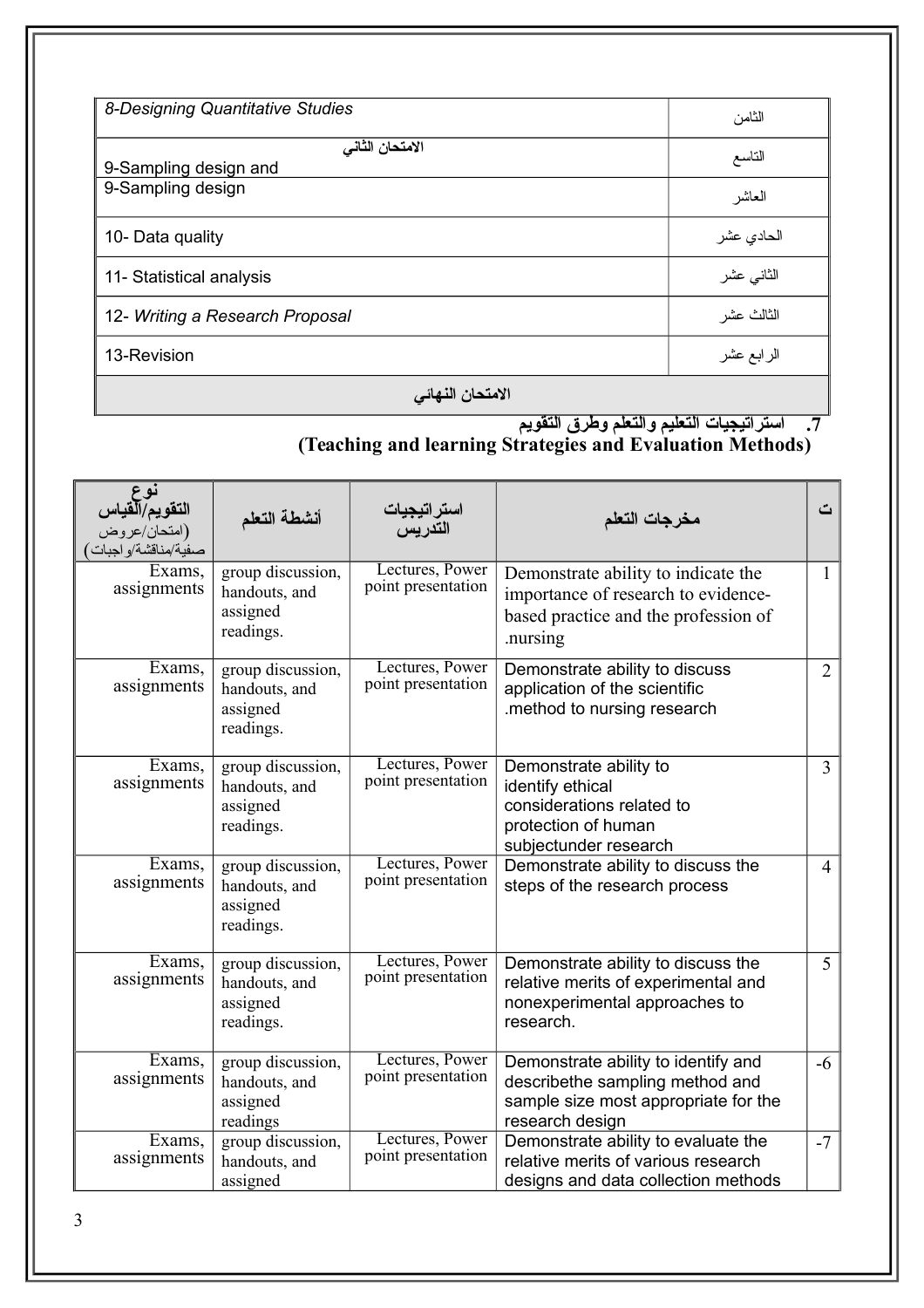| 8-Designing Quantitative Studies | الثامن |
|---|---|
| الامتحان الثاني<br>9-Sampling design and | التاسع |
| 9-Sampling design | العاشر |
| 10- Data quality | الحادي عشر |
| 11- Statistical analysis | الثاني عشر |
| 12- *Writing a Research Proposal* | الثالث عشر |
| 13-Revision | الرابع عشر |
| الامتحان النهائي | |

## 7. استراتيجيات التعليم والتعلم وطرق التقويم
## (Teaching and learning Strategies and Evaluation Methods)

| نوع التقويم/القياس (امتحان/عروض صفية/مناقشة/واجبات) | أنشطة التعلم | استراتيجيات التدريس | مخرجات التعلم | ت |
|---|---|---|---|---|
| Exams, assignments | group discussion, handouts, and assigned readings. | Lectures, Power point presentation | Demonstrate ability to indicate the importance of research to evidence-based practice and the profession of .nursing | 1 |
| Exams, assignments | group discussion, handouts, and assigned readings. | Lectures, Power point presentation | Demonstrate ability to discuss application of the scientific .method to nursing research | 2 |
| Exams, assignments | group discussion, handouts, and assigned readings. | Lectures, Power point presentation | Demonstrate ability to identify ethical considerations related to protection of human subjectunder research | 3 |
| Exams, assignments | group discussion, handouts, and assigned readings. | Lectures, Power point presentation | Demonstrate ability to discuss the steps of the research process | 4 |
| Exams, assignments | group discussion, handouts, and assigned readings. | Lectures, Power point presentation | Demonstrate ability to discuss the relative merits of experimental and nonexperimental approaches to research. | 5 |
| Exams, assignments | group discussion, handouts, and assigned readings | Lectures, Power point presentation | Demonstrate ability to identify and describethe sampling method and sample size most appropriate for the research design | -6 |
| Exams, assignments | group discussion, handouts, and assigned | Lectures, Power point presentation | Demonstrate ability to evaluate the relative merits of various research designs and data collection methods | -7 |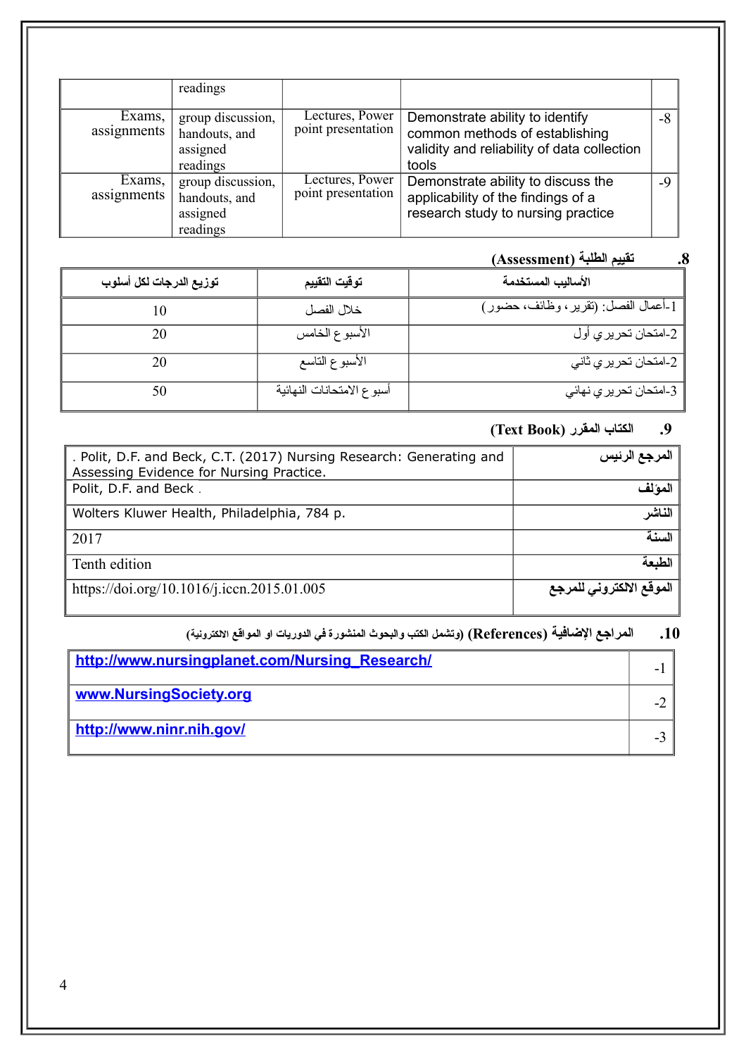| | | | | |
|---|---|---|---|---|
| | readings | | | |
| Exams, assignments | group discussion, handouts, and assigned readings | Lectures, Power point presentation | Demonstrate ability to identify common methods of establishing validity and reliability of data collection tools | -8 |
| Exams, assignments | group discussion, handouts, and assigned readings | Lectures, Power point presentation | Demonstrate ability to discuss the applicability of the findings of a research study to nursing practice | -9 |

## 8. تقييم الطلبة (Assessment)

| الأساليب المستخدمة | توقيت التقييم | توزيع الدرجات لكل أسلوب |
|---|---|---|
| 1-أعمال الفصل: (تقرير، وظائف، حضور) | خلال الفصل | 10 |
| 2-امتحان تحريري أول | الأسبوع الخامس | 20 |
| 2-امتحان تحريري ثاني | الأسبوع التاسع | 20 |
| 3-امتحان تحريري نهائي | أسبوع الامتحانات النهائية | 50 |

## 9. الكتاب المقرر (Text Book)

| | |
|---|---|
| **المرجع الرئيس** | . Polit, D.F. and Beck, C.T. (2017) Nursing Research: Generating and Assessing Evidence for Nursing Practice. |
| **المؤلف** | Polit, D.F. and Beck . |
| **الناشر** | Wolters Kluwer Health, Philadelphia, 784 p. |
| **السنة** | 2017 |
| **الطبعة** | Tenth edition |
| **الموقع الالكتروني للمرجع** | https://doi.org/10.1016/j.iccn.2015.01.005 |

## 10. المراجع الإضافية (References) (وتشمل الكتب والبحوث المنشورة في الدوريات او المواقع الالكترونية)

| | |
|---|---|
| -1 | http://www.nursingplanet.com/Nursing_Research/ |
| -2 | www.NursingSociety.org |
| -3 | http://www.ninr.nih.gov/ |